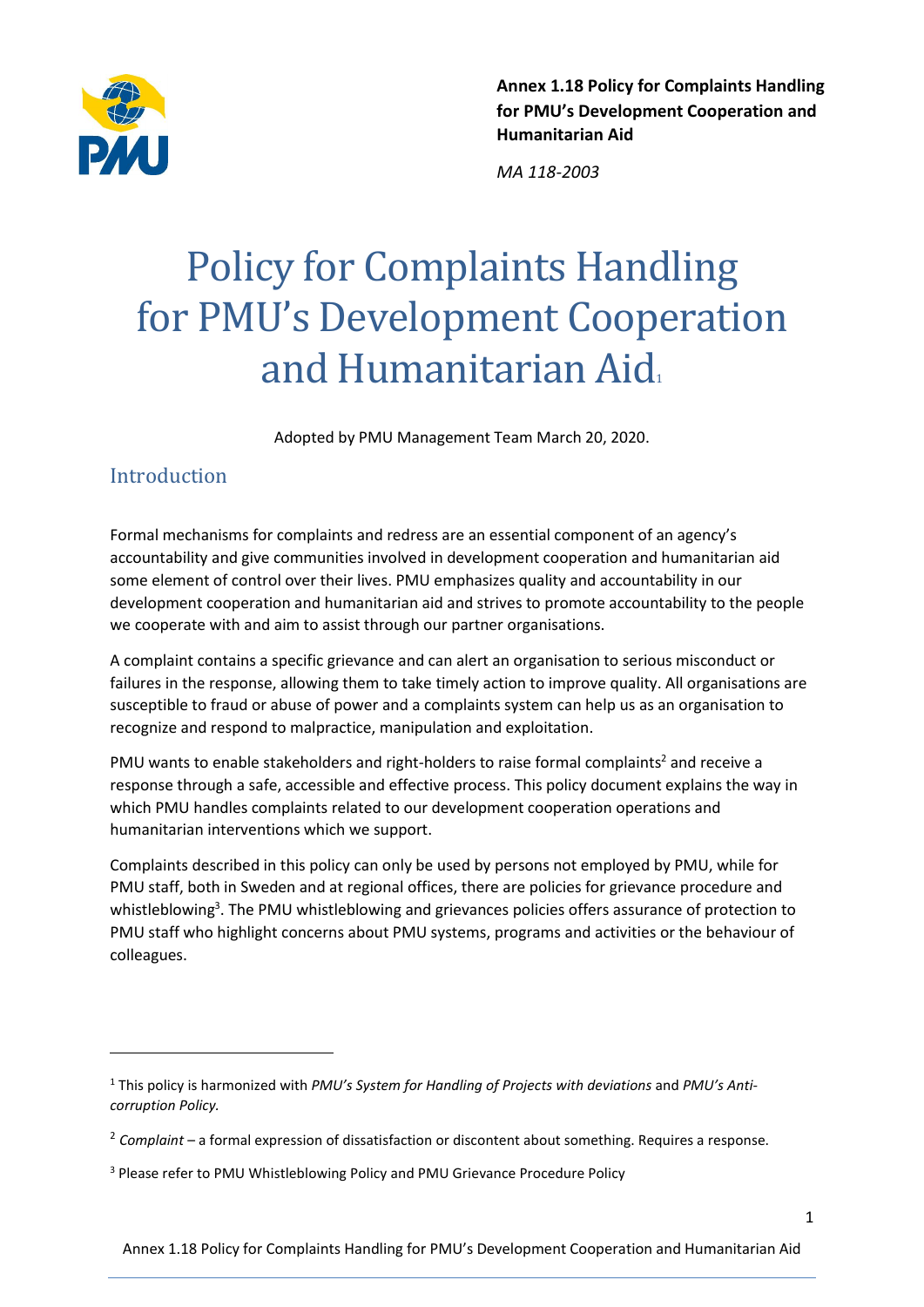**Annex 1.18 Policy for Complaints Handling for PMU's Development Cooperation and Humanitarian Aid**

*MA 118-2003*

# Policy for Complaints Handling for PMU's Development Cooperation and Humanitarian Aid[1]

Adopted by PMU Management Team March 20, 2020.

## Introduction

Formal mechanisms for complaints and redress are an essential component of an agency's accountability and give communities involved in development cooperation and humanitarian aid some element of control over their lives. PMU emphasizes quality and accountability in our development cooperation and humanitarian aid and strives to promote accountability to the people we cooperate with and aim to assist through our partner organisations.

A complaint contains a specific grievance and can alert an organisation to serious misconduct or failures in the response, allowing them to take timely action to improve quality. All organisations are susceptible to fraud or abuse of power and a complaints system can help us as an organisation to recognize and respond to malpractice, manipulation and exploitation.

PMU wants to enable stakeholders and right-holders to raise formal complaints[2] and receive a response through a safe, accessible and effective process. This policy document explains the way in which PMU handles complaints related to our development cooperation operations and humanitarian interventions which we support.

Complaints described in this policy can only be used by persons not employed by PMU, while for PMU staff, both in Sweden and at regional offices, there are policies for grievance procedure and whistleblowing[3]. The PMU whistleblowing and grievances policies offers assurance of protection to PMU staff who highlight concerns about PMU systems, programs and activities or the behaviour of colleagues.

---

[1] This policy is harmonized with *PMU's System for Handling of Projects with deviations* and *PMU's Anti-corruption Policy.*

[2] *Complaint* – a formal expression of dissatisfaction or discontent about something. Requires a response.

[3] Please refer to PMU Whistleblowing Policy and PMU Grievance Procedure Policy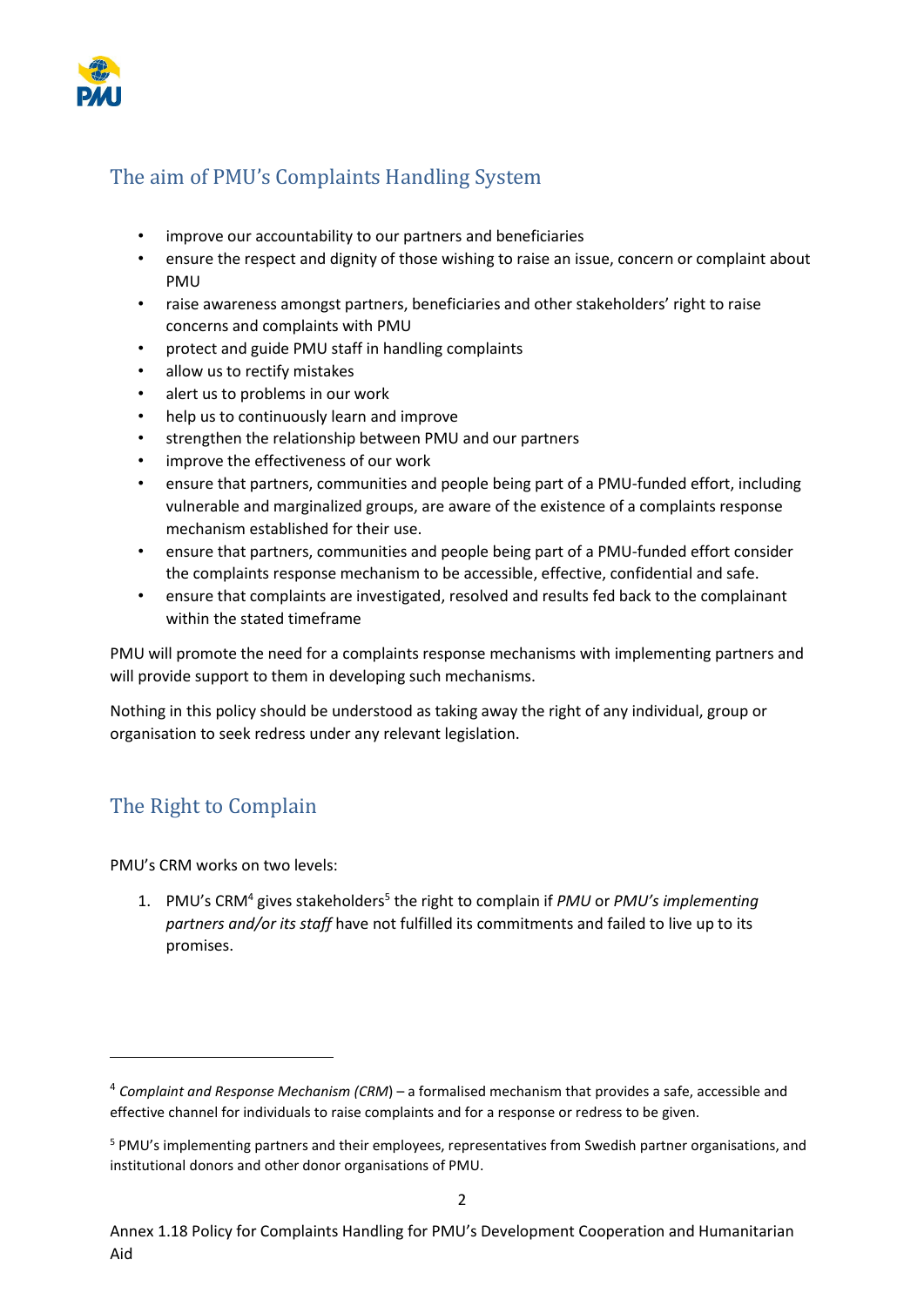## The aim of PMU's Complaints Handling System

- improve our accountability to our partners and beneficiaries
- ensure the respect and dignity of those wishing to raise an issue, concern or complaint about PMU
- raise awareness amongst partners, beneficiaries and other stakeholders' right to raise concerns and complaints with PMU
- protect and guide PMU staff in handling complaints
- allow us to rectify mistakes
- alert us to problems in our work
- help us to continuously learn and improve
- strengthen the relationship between PMU and our partners
- improve the effectiveness of our work
- ensure that partners, communities and people being part of a PMU-funded effort, including vulnerable and marginalized groups, are aware of the existence of a complaints response mechanism established for their use.
- ensure that partners, communities and people being part of a PMU-funded effort consider the complaints response mechanism to be accessible, effective, confidential and safe.
- ensure that complaints are investigated, resolved and results fed back to the complainant within the stated timeframe

PMU will promote the need for a complaints response mechanisms with implementing partners and will provide support to them in developing such mechanisms.

Nothing in this policy should be understood as taking away the right of any individual, group or organisation to seek redress under any relevant legislation.

## The Right to Complain

PMU's CRM works on two levels:

1. PMU's CRM[4] gives stakeholders[5] the right to complain if *PMU* or *PMU's implementing partners and/or its staff* have not fulfilled its commitments and failed to live up to its promises.

---

[4] *Complaint and Response Mechanism (CRM)* – a formalised mechanism that provides a safe, accessible and effective channel for individuals to raise complaints and for a response or redress to be given.

[5] PMU's implementing partners and their employees, representatives from Swedish partner organisations, and institutional donors and other donor organisations of PMU.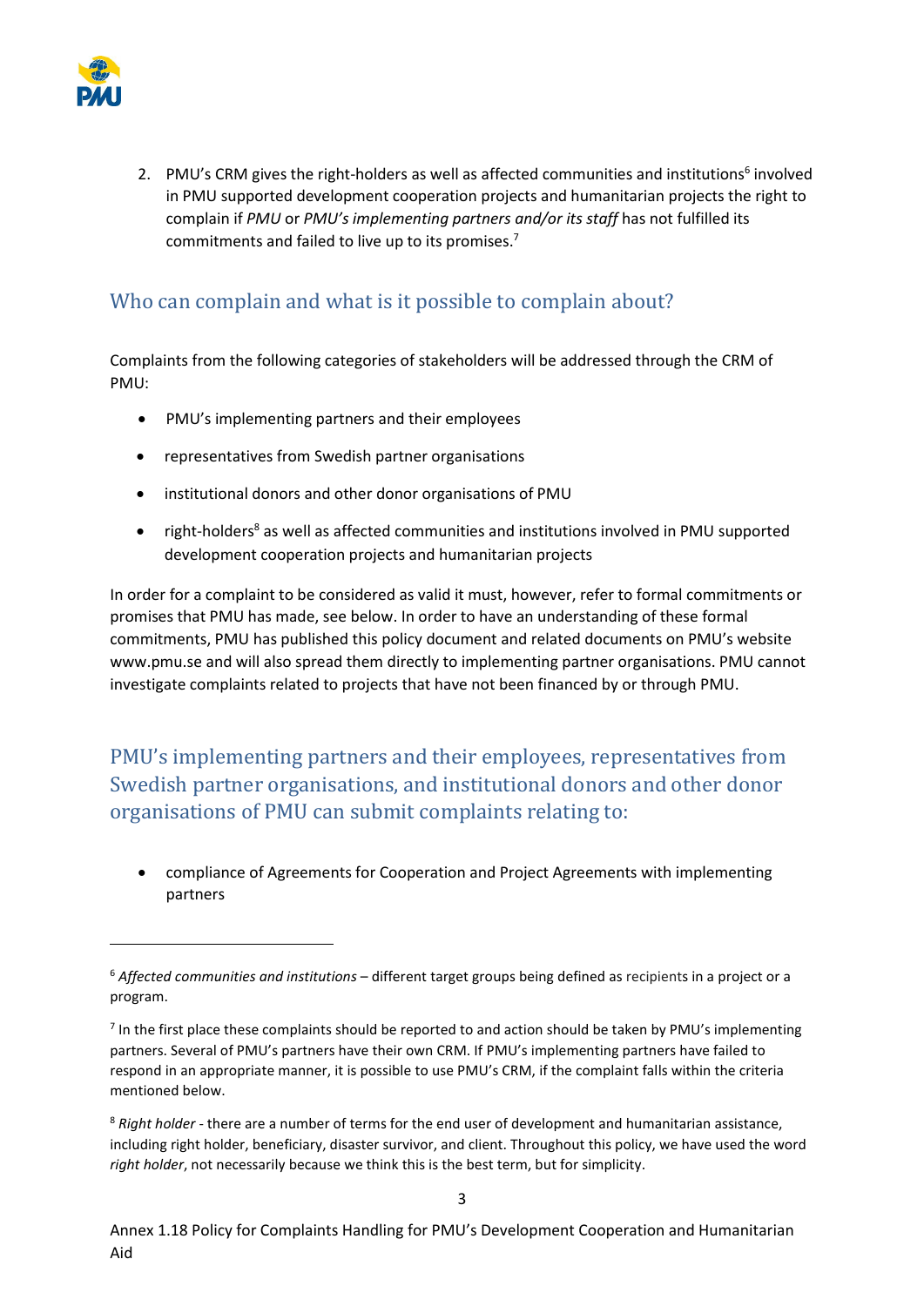2. PMU's CRM gives the right-holders as well as affected communities and institutions[6] involved in PMU supported development cooperation projects and humanitarian projects the right to complain if *PMU* or *PMU's implementing partners and/or its staff* has not fulfilled its commitments and failed to live up to its promises.[7]

## Who can complain and what is it possible to complain about?

Complaints from the following categories of stakeholders will be addressed through the CRM of PMU:

- PMU's implementing partners and their employees
- representatives from Swedish partner organisations
- institutional donors and other donor organisations of PMU
- right-holders[8] as well as affected communities and institutions involved in PMU supported development cooperation projects and humanitarian projects

In order for a complaint to be considered as valid it must, however, refer to formal commitments or promises that PMU has made, see below. In order to have an understanding of these formal commitments, PMU has published this policy document and related documents on PMU's website www.pmu.se and will also spread them directly to implementing partner organisations. PMU cannot investigate complaints related to projects that have not been financed by or through PMU.

## PMU's implementing partners and their employees, representatives from Swedish partner organisations, and institutional donors and other donor organisations of PMU can submit complaints relating to:

- compliance of Agreements for Cooperation and Project Agreements with implementing partners

---

[6] *Affected communities and institutions* – different target groups being defined as recipients in a project or a program.

[7] In the first place these complaints should be reported to and action should be taken by PMU's implementing partners. Several of PMU's partners have their own CRM. If PMU's implementing partners have failed to respond in an appropriate manner, it is possible to use PMU's CRM, if the complaint falls within the criteria mentioned below.

[8] *Right holder* - there are a number of terms for the end user of development and humanitarian assistance, including right holder, beneficiary, disaster survivor, and client. Throughout this policy, we have used the word *right holder*, not necessarily because we think this is the best term, but for simplicity.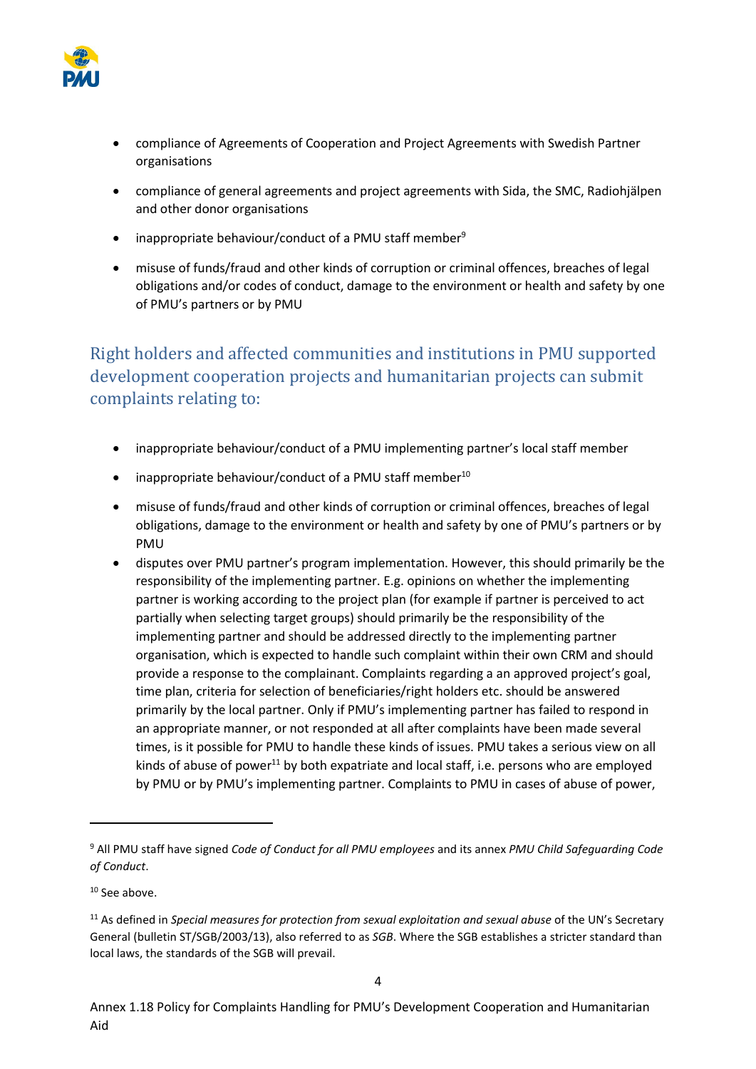- compliance of Agreements of Cooperation and Project Agreements with Swedish Partner organisations
- compliance of general agreements and project agreements with Sida, the SMC, Radiohjälpen and other donor organisations
- inappropriate behaviour/conduct of a PMU staff member[9]
- misuse of funds/fraud and other kinds of corruption or criminal offences, breaches of legal obligations and/or codes of conduct, damage to the environment or health and safety by one of PMU's partners or by PMU

## Right holders and affected communities and institutions in PMU supported development cooperation projects and humanitarian projects can submit complaints relating to:

- inappropriate behaviour/conduct of a PMU implementing partner's local staff member
- inappropriate behaviour/conduct of a PMU staff member[10]
- misuse of funds/fraud and other kinds of corruption or criminal offences, breaches of legal obligations, damage to the environment or health and safety by one of PMU's partners or by PMU
- disputes over PMU partner's program implementation. However, this should primarily be the responsibility of the implementing partner. E.g. opinions on whether the implementing partner is working according to the project plan (for example if partner is perceived to act partially when selecting target groups) should primarily be the responsibility of the implementing partner and should be addressed directly to the implementing partner organisation, which is expected to handle such complaint within their own CRM and should provide a response to the complainant. Complaints regarding a an approved project's goal, time plan, criteria for selection of beneficiaries/right holders etc. should be answered primarily by the local partner. Only if PMU's implementing partner has failed to respond in an appropriate manner, or not responded at all after complaints have been made several times, is it possible for PMU to handle these kinds of issues. PMU takes a serious view on all kinds of abuse of power[11] by both expatriate and local staff, i.e. persons who are employed by PMU or by PMU's implementing partner. Complaints to PMU in cases of abuse of power,

---

[9] All PMU staff have signed *Code of Conduct for all PMU employees* and its annex *PMU Child Safeguarding Code of Conduct*.

[10] See above.

[11] As defined in *Special measures for protection from sexual exploitation and sexual abuse* of the UN's Secretary General (bulletin ST/SGB/2003/13), also referred to as *SGB*. Where the SGB establishes a stricter standard than local laws, the standards of the SGB will prevail.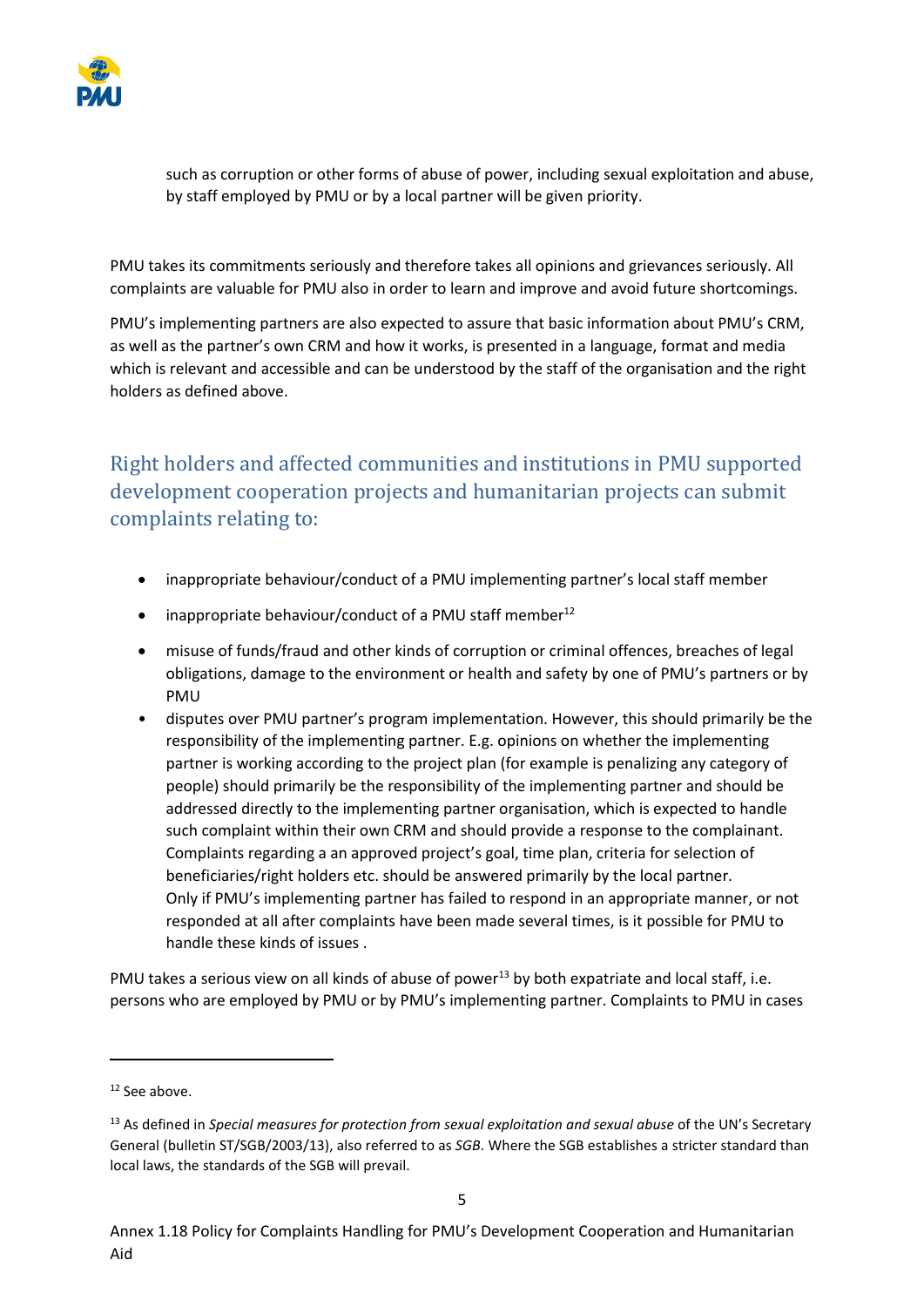such as corruption or other forms of abuse of power, including sexual exploitation and abuse, by staff employed by PMU or by a local partner will be given priority.

PMU takes its commitments seriously and therefore takes all opinions and grievances seriously. All complaints are valuable for PMU also in order to learn and improve and avoid future shortcomings.

PMU's implementing partners are also expected to assure that basic information about PMU's CRM, as well as the partner's own CRM and how it works, is presented in a language, format and media which is relevant and accessible and can be understood by the staff of the organisation and the right holders as defined above.

## Right holders and affected communities and institutions in PMU supported development cooperation projects and humanitarian projects can submit complaints relating to:

- inappropriate behaviour/conduct of a PMU implementing partner's local staff member
- inappropriate behaviour/conduct of a PMU staff member[12]
- misuse of funds/fraud and other kinds of corruption or criminal offences, breaches of legal obligations, damage to the environment or health and safety by one of PMU's partners or by PMU
- disputes over PMU partner's program implementation. However, this should primarily be the responsibility of the implementing partner. E.g. opinions on whether the implementing partner is working according to the project plan (for example is penalizing any category of people) should primarily be the responsibility of the implementing partner and should be addressed directly to the implementing partner organisation, which is expected to handle such complaint within their own CRM and should provide a response to the complainant. Complaints regarding a an approved project's goal, time plan, criteria for selection of beneficiaries/right holders etc. should be answered primarily by the local partner. Only if PMU's implementing partner has failed to respond in an appropriate manner, or not responded at all after complaints have been made several times, is it possible for PMU to handle these kinds of issues .

PMU takes a serious view on all kinds of abuse of power[13] by both expatriate and local staff, i.e. persons who are employed by PMU or by PMU's implementing partner. Complaints to PMU in cases

[12] See above.

[13] As defined in *Special measures for protection from sexual exploitation and sexual abuse* of the UN's Secretary General (bulletin ST/SGB/2003/13), also referred to as *SGB*. Where the SGB establishes a stricter standard than local laws, the standards of the SGB will prevail.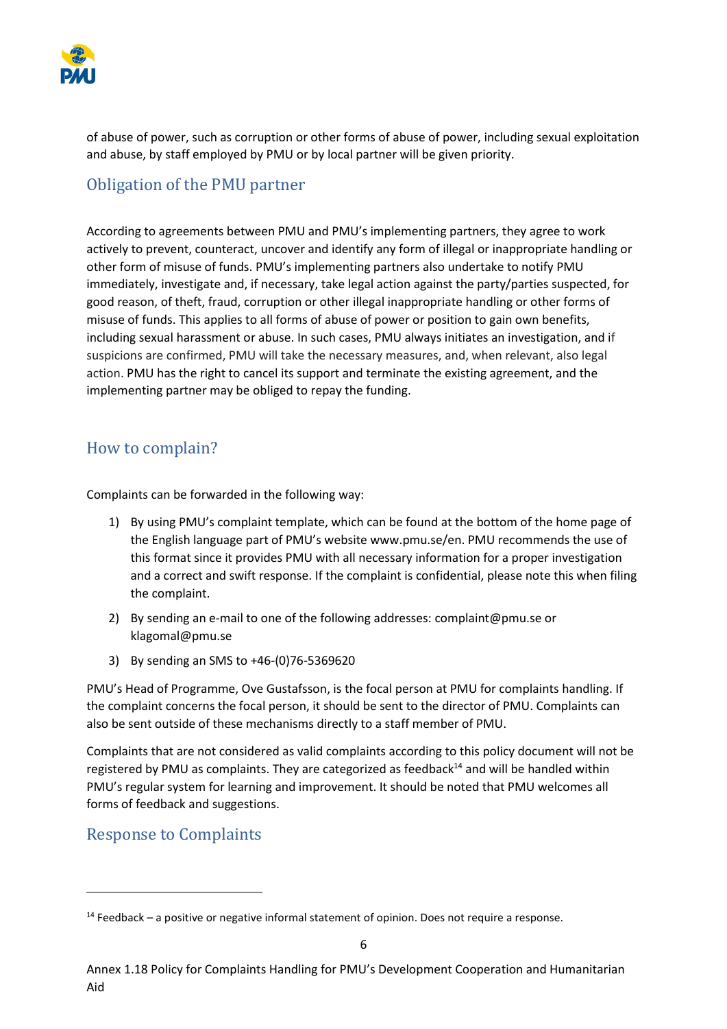of abuse of power, such as corruption or other forms of abuse of power, including sexual exploitation and abuse, by staff employed by PMU or by local partner will be given priority.

## Obligation of the PMU partner

According to agreements between PMU and PMU's implementing partners, they agree to work actively to prevent, counteract, uncover and identify any form of illegal or inappropriate handling or other form of misuse of funds. PMU's implementing partners also undertake to notify PMU immediately, investigate and, if necessary, take legal action against the party/parties suspected, for good reason, of theft, fraud, corruption or other illegal inappropriate handling or other forms of misuse of funds. This applies to all forms of abuse of power or position to gain own benefits, including sexual harassment or abuse. In such cases, PMU always initiates an investigation, and if suspicions are confirmed, PMU will take the necessary measures, and, when relevant, also legal action. PMU has the right to cancel its support and terminate the existing agreement, and the implementing partner may be obliged to repay the funding.

## How to complain?

Complaints can be forwarded in the following way:

1) By using PMU's complaint template, which can be found at the bottom of the home page of the English language part of PMU's website www.pmu.se/en. PMU recommends the use of this format since it provides PMU with all necessary information for a proper investigation and a correct and swift response. If the complaint is confidential, please note this when filing the complaint.
2) By sending an e-mail to one of the following addresses: complaint@pmu.se or klagomal@pmu.se
3) By sending an SMS to +46-(0)76-5369620

PMU's Head of Programme, Ove Gustafsson, is the focal person at PMU for complaints handling. If the complaint concerns the focal person, it should be sent to the director of PMU. Complaints can also be sent outside of these mechanisms directly to a staff member of PMU.

Complaints that are not considered as valid complaints according to this policy document will not be registered by PMU as complaints. They are categorized as feedback[14] and will be handled within PMU's regular system for learning and improvement. It should be noted that PMU welcomes all forms of feedback and suggestions.

## Response to Complaints

[14] Feedback – a positive or negative informal statement of opinion. Does not require a response.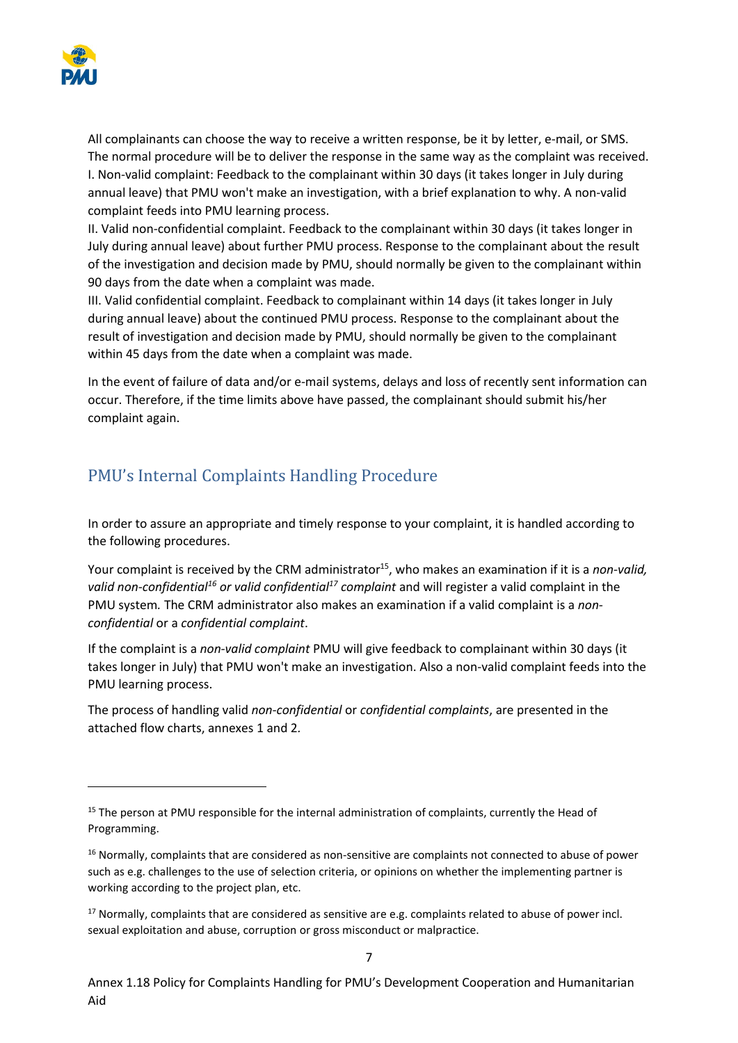All complainants can choose the way to receive a written response, be it by letter, e-mail, or SMS. The normal procedure will be to deliver the response in the same way as the complaint was received.
I. Non-valid complaint: Feedback to the complainant within 30 days (it takes longer in July during annual leave) that PMU won't make an investigation, with a brief explanation to why. A non-valid complaint feeds into PMU learning process.
II. Valid non-confidential complaint. Feedback to the complainant within 30 days (it takes longer in July during annual leave) about further PMU process. Response to the complainant about the result of the investigation and decision made by PMU, should normally be given to the complainant within 90 days from the date when a complaint was made.
III. Valid confidential complaint. Feedback to complainant within 14 days (it takes longer in July during annual leave) about the continued PMU process. Response to the complainant about the result of investigation and decision made by PMU, should normally be given to the complainant within 45 days from the date when a complaint was made.

In the event of failure of data and/or e-mail systems, delays and loss of recently sent information can occur. Therefore, if the time limits above have passed, the complainant should submit his/her complaint again.

## PMU's Internal Complaints Handling Procedure

In order to assure an appropriate and timely response to your complaint, it is handled according to the following procedures.

Your complaint is received by the CRM administrator[15], who makes an examination if it is a *non-valid, valid non-confidential*[16] *or valid confidential*[17] *complaint* and will register a valid complaint in the PMU system. The CRM administrator also makes an examination if a valid complaint is a *non-confidential* or a *confidential complaint*.

If the complaint is a *non-valid complaint* PMU will give feedback to complainant within 30 days (it takes longer in July) that PMU won't make an investigation. Also a non-valid complaint feeds into the PMU learning process.

The process of handling valid *non-confidential* or *confidential complaints*, are presented in the attached flow charts, annexes 1 and 2.

[15] The person at PMU responsible for the internal administration of complaints, currently the Head of Programming.

[16] Normally, complaints that are considered as non-sensitive are complaints not connected to abuse of power such as e.g. challenges to the use of selection criteria, or opinions on whether the implementing partner is working according to the project plan, etc.

[17] Normally, complaints that are considered as sensitive are e.g. complaints related to abuse of power incl. sexual exploitation and abuse, corruption or gross misconduct or malpractice.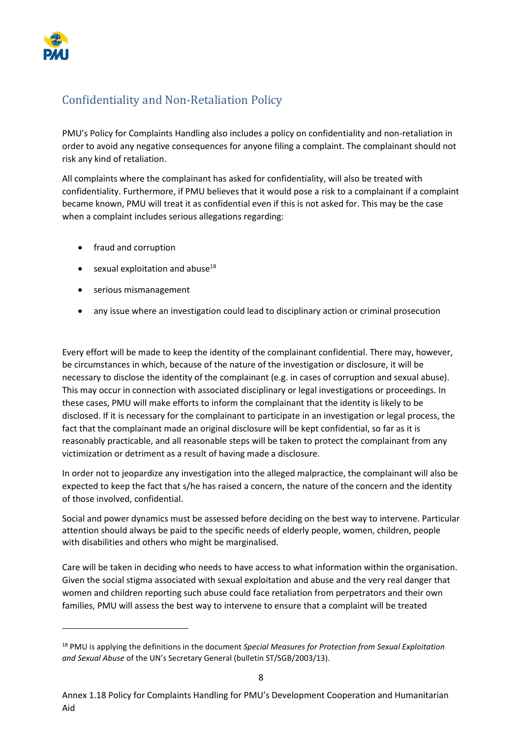## Confidentiality and Non-Retaliation Policy

PMU's Policy for Complaints Handling also includes a policy on confidentiality and non-retaliation in order to avoid any negative consequences for anyone filing a complaint. The complainant should not risk any kind of retaliation.

All complaints where the complainant has asked for confidentiality, will also be treated with confidentiality. Furthermore, if PMU believes that it would pose a risk to a complainant if a complaint became known, PMU will treat it as confidential even if this is not asked for. This may be the case when a complaint includes serious allegations regarding:

- fraud and corruption
- sexual exploitation and abuse[18]
- serious mismanagement
- any issue where an investigation could lead to disciplinary action or criminal prosecution

Every effort will be made to keep the identity of the complainant confidential. There may, however, be circumstances in which, because of the nature of the investigation or disclosure, it will be necessary to disclose the identity of the complainant (e.g. in cases of corruption and sexual abuse). This may occur in connection with associated disciplinary or legal investigations or proceedings. In these cases, PMU will make efforts to inform the complainant that the identity is likely to be disclosed. If it is necessary for the complainant to participate in an investigation or legal process, the fact that the complainant made an original disclosure will be kept confidential, so far as it is reasonably practicable, and all reasonable steps will be taken to protect the complainant from any victimization or detriment as a result of having made a disclosure.

In order not to jeopardize any investigation into the alleged malpractice, the complainant will also be expected to keep the fact that s/he has raised a concern, the nature of the concern and the identity of those involved, confidential.

Social and power dynamics must be assessed before deciding on the best way to intervene. Particular attention should always be paid to the specific needs of elderly people, women, children, people with disabilities and others who might be marginalised.

Care will be taken in deciding who needs to have access to what information within the organisation. Given the social stigma associated with sexual exploitation and abuse and the very real danger that women and children reporting such abuse could face retaliation from perpetrators and their own families, PMU will assess the best way to intervene to ensure that a complaint will be treated

[18] PMU is applying the definitions in the document *Special Measures for Protection from Sexual Exploitation and Sexual Abuse* of the UN's Secretary General (bulletin ST/SGB/2003/13).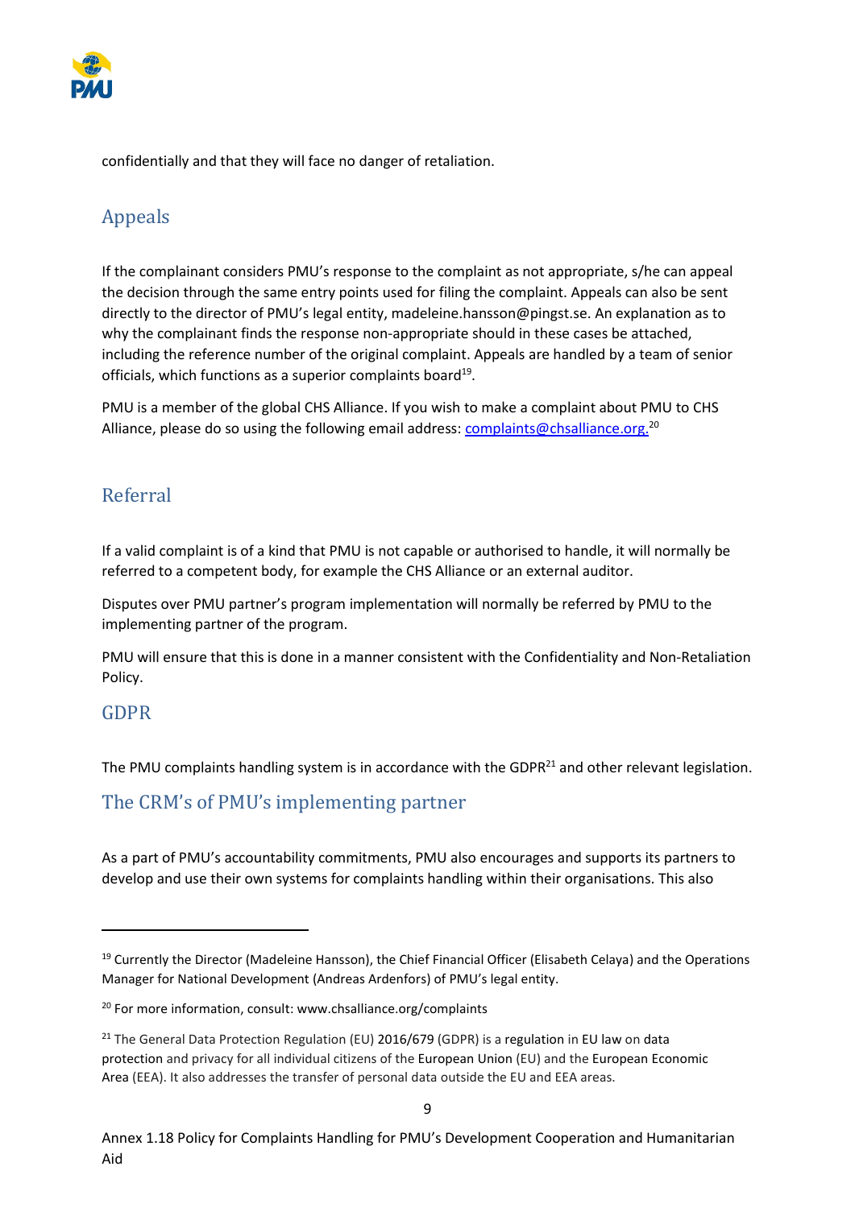confidentially and that they will face no danger of retaliation.

## Appeals

If the complainant considers PMU's response to the complaint as not appropriate, s/he can appeal the decision through the same entry points used for filing the complaint. Appeals can also be sent directly to the director of PMU's legal entity, madeleine.hansson@pingst.se. An explanation as to why the complainant finds the response non-appropriate should in these cases be attached, including the reference number of the original complaint. Appeals are handled by a team of senior officials, which functions as a superior complaints board[19].

PMU is a member of the global CHS Alliance. If you wish to make a complaint about PMU to CHS Alliance, please do so using the following email address: complaints@chsalliance.org.[20]

## Referral

If a valid complaint is of a kind that PMU is not capable or authorised to handle, it will normally be referred to a competent body, for example the CHS Alliance or an external auditor.

Disputes over PMU partner's program implementation will normally be referred by PMU to the implementing partner of the program.

PMU will ensure that this is done in a manner consistent with the Confidentiality and Non-Retaliation Policy.

## GDPR

The PMU complaints handling system is in accordance with the GDPR[21] and other relevant legislation.

## The CRM's of PMU's implementing partner

As a part of PMU's accountability commitments, PMU also encourages and supports its partners to develop and use their own systems for complaints handling within their organisations. This also

---

[19] Currently the Director (Madeleine Hansson), the Chief Financial Officer (Elisabeth Celaya) and the Operations Manager for National Development (Andreas Ardenfors) of PMU's legal entity.

[20] For more information, consult: www.chsalliance.org/complaints

[21] The General Data Protection Regulation (EU) 2016/679 (GDPR) is a regulation in EU law on data protection and privacy for all individual citizens of the European Union (EU) and the European Economic Area (EEA). It also addresses the transfer of personal data outside the EU and EEA areas.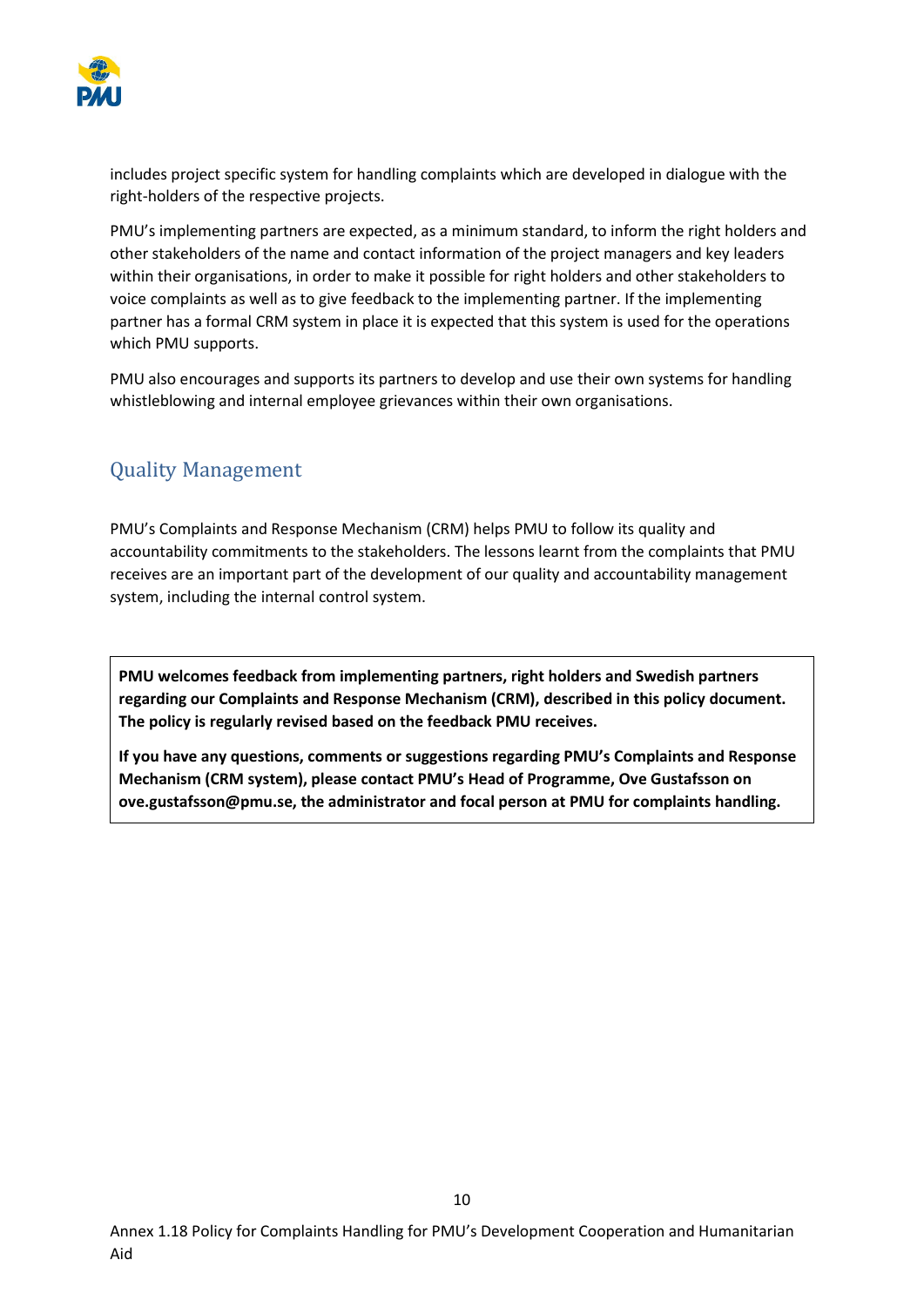includes project specific system for handling complaints which are developed in dialogue with the right-holders of the respective projects.

PMU's implementing partners are expected, as a minimum standard, to inform the right holders and other stakeholders of the name and contact information of the project managers and key leaders within their organisations, in order to make it possible for right holders and other stakeholders to voice complaints as well as to give feedback to the implementing partner. If the implementing partner has a formal CRM system in place it is expected that this system is used for the operations which PMU supports.

PMU also encourages and supports its partners to develop and use their own systems for handling whistleblowing and internal employee grievances within their own organisations.

## Quality Management

PMU's Complaints and Response Mechanism (CRM) helps PMU to follow its quality and accountability commitments to the stakeholders. The lessons learnt from the complaints that PMU receives are an important part of the development of our quality and accountability management system, including the internal control system.

**PMU welcomes feedback from implementing partners, right holders and Swedish partners regarding our Complaints and Response Mechanism (CRM), described in this policy document. The policy is regularly revised based on the feedback PMU receives.**

**If you have any questions, comments or suggestions regarding PMU's Complaints and Response Mechanism (CRM system), please contact PMU's Head of Programme, Ove Gustafsson on ove.gustafsson@pmu.se, the administrator and focal person at PMU for complaints handling.**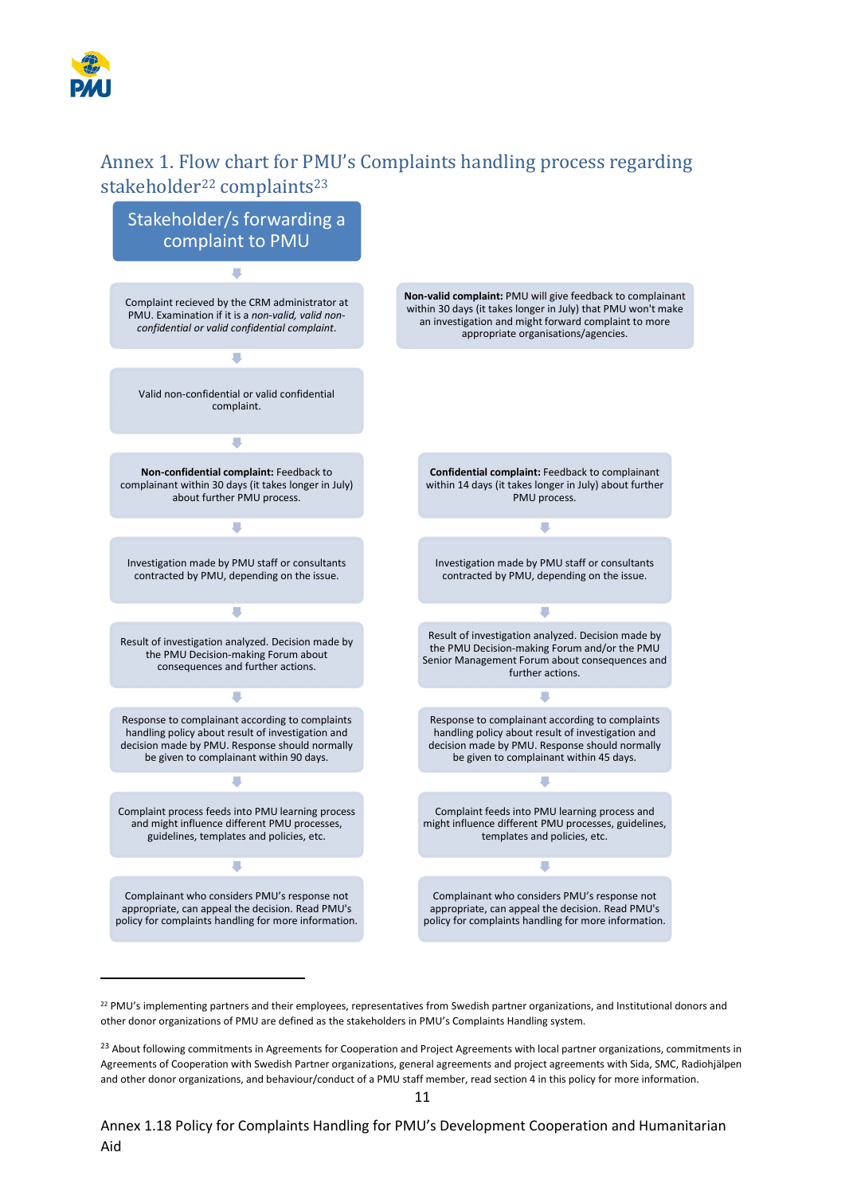## Annex 1. Flow chart for PMU's Complaints handling process regarding stakeholder[22] complaints[23]

**Stakeholder/s forwarding a complaint to PMU**

↓

Complaint recieved by the CRM administrator at PMU. Examination if it is a *non-valid, valid non-confidential or valid confidential complaint*.

**Non-valid complaint:** PMU will give feedback to complainant within 30 days (it takes longer in July) that PMU won't make an investigation and might forward complaint to more appropriate organisations/agencies.

↓

Valid non-confidential or valid confidential complaint.

↓

| Non-confidential complaint | Confidential complaint |
|---|---|
| **Non-confidential complaint:** Feedback to complainant within 30 days (it takes longer in July) about further PMU process. | **Confidential complaint:** Feedback to complainant within 14 days (it takes longer in July) about further PMU process. |
| ↓ | ↓ |
| Investigation made by PMU staff or consultants contracted by PMU, depending on the issue. | Investigation made by PMU staff or consultants contracted by PMU, depending on the issue. |
| ↓ | ↓ |
| Result of investigation analyzed. Decision made by the PMU Decision-making Forum about consequences and further actions. | Result of investigation analyzed. Decision made by the PMU Decision-making Forum and/or the PMU Senior Management Forum about consequences and further actions. |
| ↓ | ↓ |
| Response to complainant according to complaints handling policy about result of investigation and decision made by PMU. Response should normally be given to complainant within 90 days. | Response to complainant according to complaints handling policy about result of investigation and decision made by PMU. Response should normally be given to complainant within 45 days. |
| ↓ | ↓ |
| Complaint process feeds into PMU learning process and might influence different PMU processes, guidelines, templates and policies, etc. | Complaint feeds into PMU learning process and might influence different PMU processes, guidelines, templates and policies, etc. |
| ↓ | ↓ |
| Complainant who considers PMU's response not appropriate, can appeal the decision. Read PMU's policy for complaints handling for more information. | Complainant who considers PMU's response not appropriate, can appeal the decision. Read PMU's policy for complaints handling for more information. |

---

[22] PMU's implementing partners and their employees, representatives from Swedish partner organizations, and Institutional donors and other donor organizations of PMU are defined as the stakeholders in PMU's Complaints Handling system.

[23] About following commitments in Agreements for Cooperation and Project Agreements with local partner organizations, commitments in Agreements of Cooperation with Swedish Partner organizations, general agreements and project agreements with Sida, SMC, Radiohjälpen and other donor organizations, and behaviour/conduct of a PMU staff member, read section 4 in this policy for more information.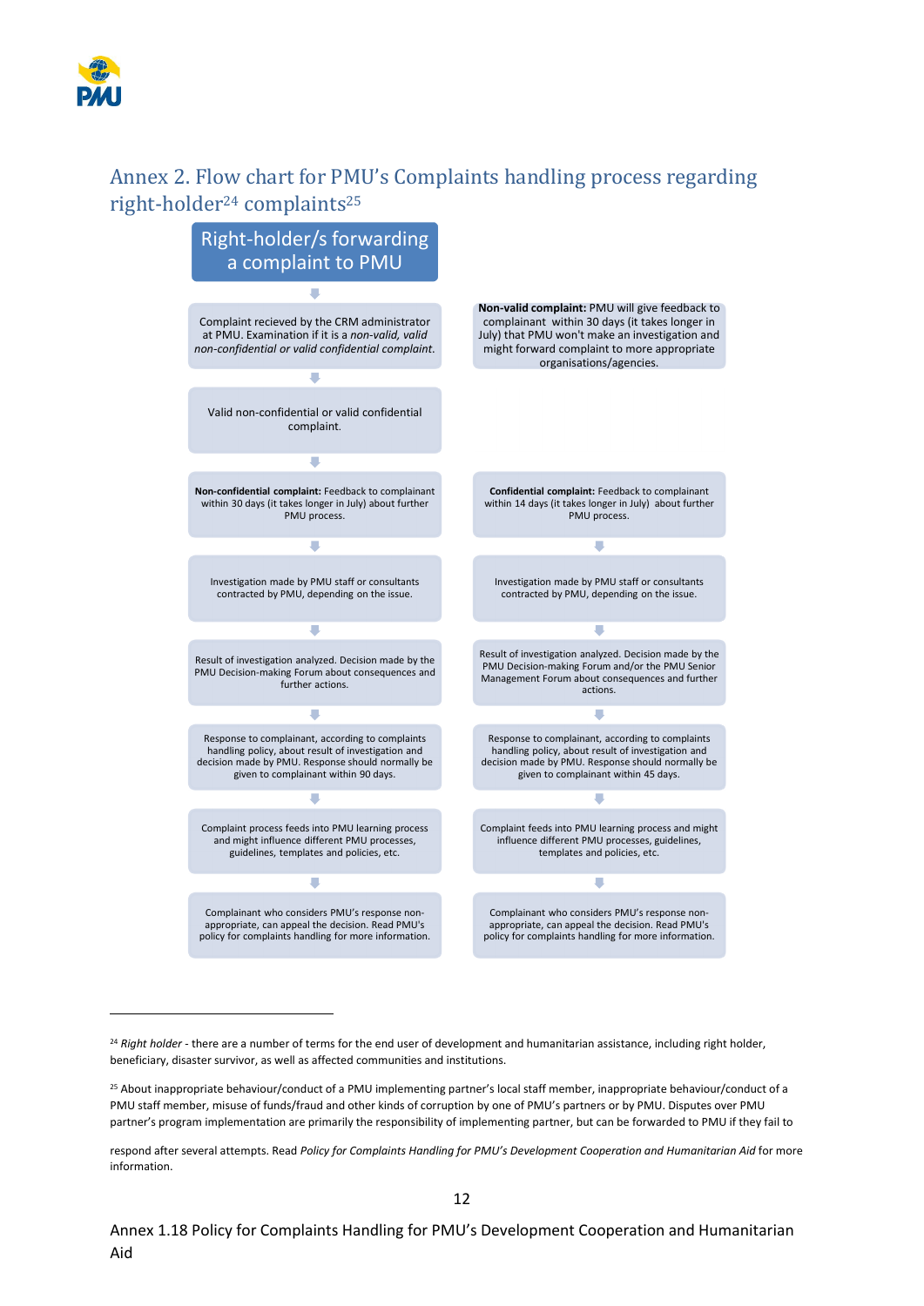## Annex 2. Flow chart for PMU's Complaints handling process regarding right-holder[24] complaints[25]

Right-holder/s forwarding a complaint to PMU

Complaint recieved by the CRM administrator at PMU. Examination if it is a *non-valid, valid non-confidential or valid confidential complaint*.

**Non-valid complaint:** PMU will give feedback to complainant within 30 days (it takes longer in July) that PMU won't make an investigation and might forward complaint to more appropriate organisations/agencies.

Valid non-confidential or valid confidential complaint.

**Non-confidential complaint:** Feedback to complainant within 30 days (it takes longer in July) about further PMU process.

Investigation made by PMU staff or consultants contracted by PMU, depending on the issue.

Result of investigation analyzed. Decision made by the PMU Decision-making Forum about consequences and further actions.

Response to complainant, according to complaints handling policy, about result of investigation and decision made by PMU. Response should normally be given to complainant within 90 days.

Complaint process feeds into PMU learning process and might influence different PMU processes, guidelines, templates and policies, etc.

Complainant who considers PMU's response non-appropriate, can appeal the decision. Read PMU's policy for complaints handling for more information.

**Confidential complaint:** Feedback to complainant within 14 days (it takes longer in July) about further PMU process.

Investigation made by PMU staff or consultants contracted by PMU, depending on the issue.

Result of investigation analyzed. Decision made by the PMU Decision-making Forum and/or the PMU Senior Management Forum about consequences and further actions.

Response to complainant, according to complaints handling policy, about result of investigation and decision made by PMU. Response should normally be given to complainant within 45 days.

Complaint feeds into PMU learning process and might influence different PMU processes, guidelines, templates and policies, etc.

Complainant who considers PMU's response non-appropriate, can appeal the decision. Read PMU's policy for complaints handling for more information.

---

[24] *Right holder* - there are a number of terms for the end user of development and humanitarian assistance, including right holder, beneficiary, disaster survivor, as well as affected communities and institutions.

[25] About inappropriate behaviour/conduct of a PMU implementing partner's local staff member, inappropriate behaviour/conduct of a PMU staff member, misuse of funds/fraud and other kinds of corruption by one of PMU's partners or by PMU. Disputes over PMU partner's program implementation are primarily the responsibility of implementing partner, but can be forwarded to PMU if they fail to respond after several attempts. Read *Policy for Complaints Handling for PMU's Development Cooperation and Humanitarian Aid* for more information.